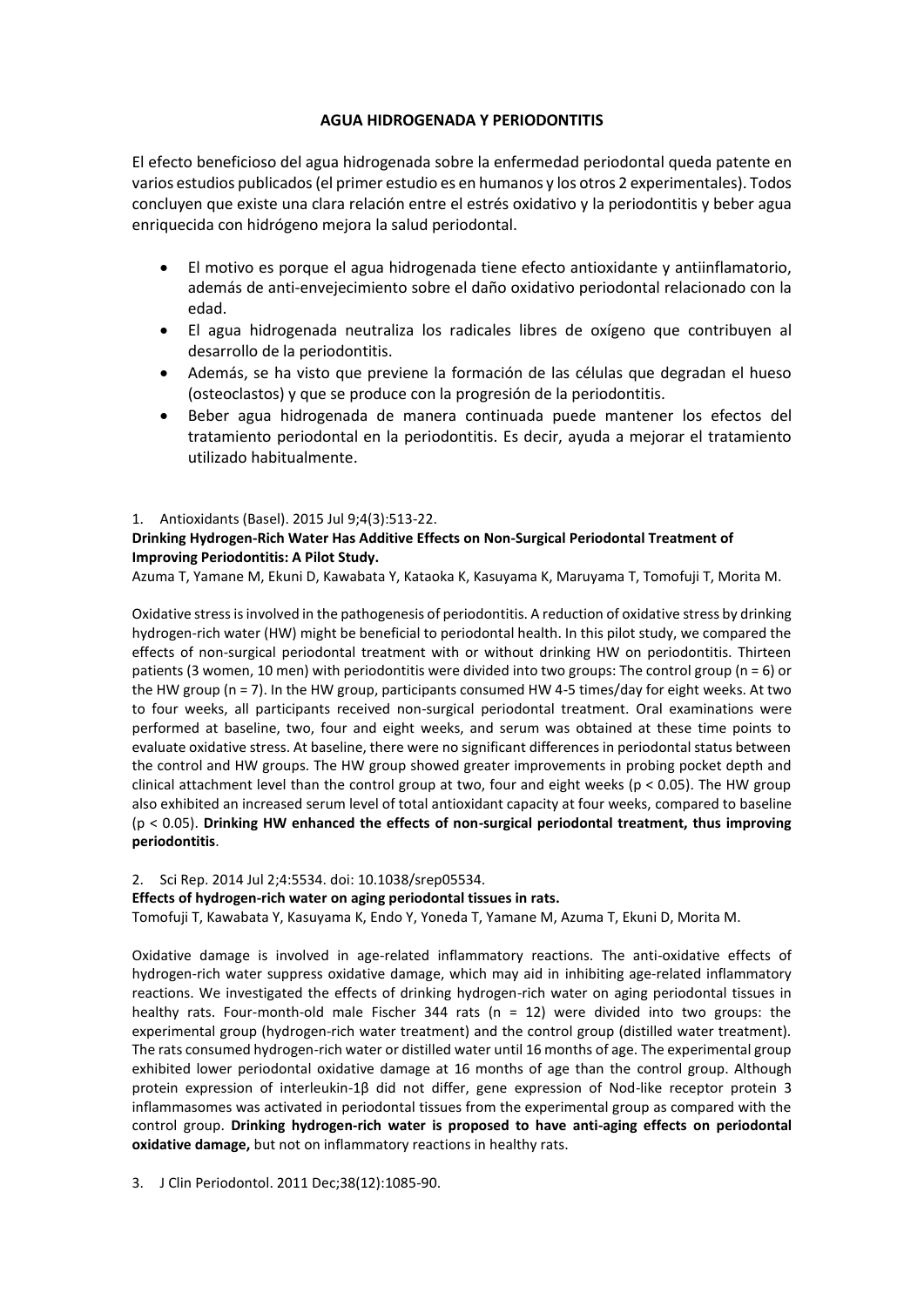# AGUA HIDROGENADA Y PERIODONTITIS

El efecto beneficioso del agua hidrogenada sobre la enfermedad periodontal queda patente en varios estudios publicados (el primer estudio es en humanos y los otros 2 experimentales). Todos concluyen que existe una clara relación entre el estrés oxidativo y la periodontitis y beber agua enriquecida con hidrógeno mejora la salud periodontal.

- El motivo es porque el agua hidrogenada tiene efecto antioxidante y antiinflamatorio, además de anti-envejecimiento sobre el daño oxidativo periodontal relacionado con la edad.
- El agua hidrogenada neutraliza los radicales libres de oxígeno que contribuyen al desarrollo de la periodontitis.
- Además, se ha visto que previene la formación de las células que degradan el hueso (osteoclastos) y que se produce con la progresión de la periodontitis.
- Beber agua hidrogenada de manera continuada puede mantener los efectos del tratamiento periodontal en la periodontitis. Es decir, ayuda a mejorar el tratamiento utilizado habitualmente.

1. Antioxidants (Basel). 2015 Jul 9;4(3):513-22.

**Drinking Hydrogen-Rich Water Has Additive Effects on Non-Surgical Periodontal Treatment of Improving Periodontitis: A Pilot Study.**

Azuma T, Yamane M, Ekuni D, Kawabata Y, Kataoka K, Kasuyama K, Maruyama T, Tomofuji T, Morita M.

Oxidative stress is involved in the pathogenesis of periodontitis. A reduction of oxidative stress by drinking hydrogen-rich water (HW) might be beneficial to periodontal health. In this pilot study, we compared the effects of non-surgical periodontal treatment with or without drinking HW on periodontitis. Thirteen patients (3 women, 10 men) with periodontitis were divided into two groups: The control group ($n = 6$) or the HW group ($n = 7$). In the HW group, participants consumed HW 4-5 times/day for eight weeks. At two to four weeks, all participants received non-surgical periodontal treatment. Oral examinations were performed at baseline, two, four and eight weeks, and serum was obtained at these time points to evaluate oxidative stress. At baseline, there were no significant differences in periodontal status between the control and HW groups. The HW group showed greater improvements in probing pocket depth and clinical attachment level than the control group at two, four and eight weeks ($p < 0.05$). The HW group also exhibited an increased serum level of total antioxidant capacity at four weeks, compared to baseline ($p < 0.05$). **Drinking HW enhanced the effects of non-surgical periodontal treatment, thus improving periodontitis**.

2. Sci Rep. 2014 Jul 2;4:5534. doi: 10.1038/srep05534.

**Effects of hydrogen-rich water on aging periodontal tissues in rats.**

Tomofuji T, Kawabata Y, Kasuyama K, Endo Y, Yoneda T, Yamane M, Azuma T, Ekuni D, Morita M.

Oxidative damage is involved in age-related inflammatory reactions. The anti-oxidative effects of hydrogen-rich water suppress oxidative damage, which may aid in inhibiting age-related inflammatory reactions. We investigated the effects of drinking hydrogen-rich water on aging periodontal tissues in healthy rats. Four-month-old male Fischer 344 rats ($n = 12$) were divided into two groups: the experimental group (hydrogen-rich water treatment) and the control group (distilled water treatment). The rats consumed hydrogen-rich water or distilled water until 16 months of age. The experimental group exhibited lower periodontal oxidative damage at 16 months of age than the control group. Although protein expression of interleukin-1β did not differ, gene expression of Nod-like receptor protein 3 inflammasomes was activated in periodontal tissues from the experimental group as compared with the control group. **Drinking hydrogen-rich water is proposed to have anti-aging effects on periodontal oxidative damage,** but not on inflammatory reactions in healthy rats.

3. J Clin Periodontol. 2011 Dec;38(12):1085-90.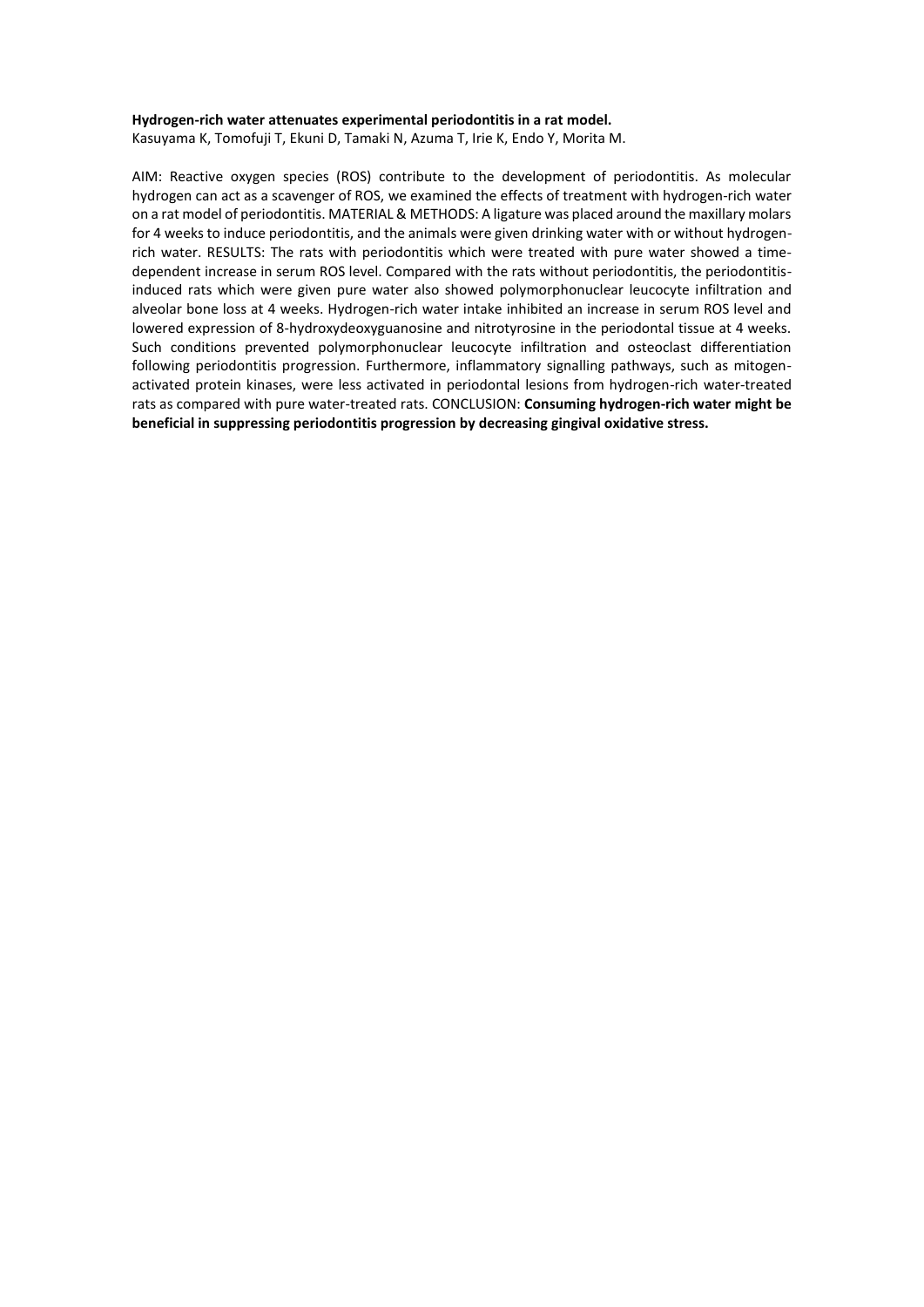**Hydrogen-rich water attenuates experimental periodontitis in a rat model.**

Kasuyama K, Tomofuji T, Ekuni D, Tamaki N, Azuma T, Irie K, Endo Y, Morita M.

AIM: Reactive oxygen species (ROS) contribute to the development of periodontitis. As molecular hydrogen can act as a scavenger of ROS, we examined the effects of treatment with hydrogen-rich water on a rat model of periodontitis. MATERIAL & METHODS: A ligature was placed around the maxillary molars for 4 weeks to induce periodontitis, and the animals were given drinking water with or without hydrogen-rich water. RESULTS: The rats with periodontitis which were treated with pure water showed a time-dependent increase in serum ROS level. Compared with the rats without periodontitis, the periodontitis-induced rats which were given pure water also showed polymorphonuclear leucocyte infiltration and alveolar bone loss at 4 weeks. Hydrogen-rich water intake inhibited an increase in serum ROS level and lowered expression of 8-hydroxydeoxyguanosine and nitrotyrosine in the periodontal tissue at 4 weeks. Such conditions prevented polymorphonuclear leucocyte infiltration and osteoclast differentiation following periodontitis progression. Furthermore, inflammatory signalling pathways, such as mitogen-activated protein kinases, were less activated in periodontal lesions from hydrogen-rich water-treated rats as compared with pure water-treated rats. CONCLUSION: **Consuming hydrogen-rich water might be beneficial in suppressing periodontitis progression by decreasing gingival oxidative stress.**